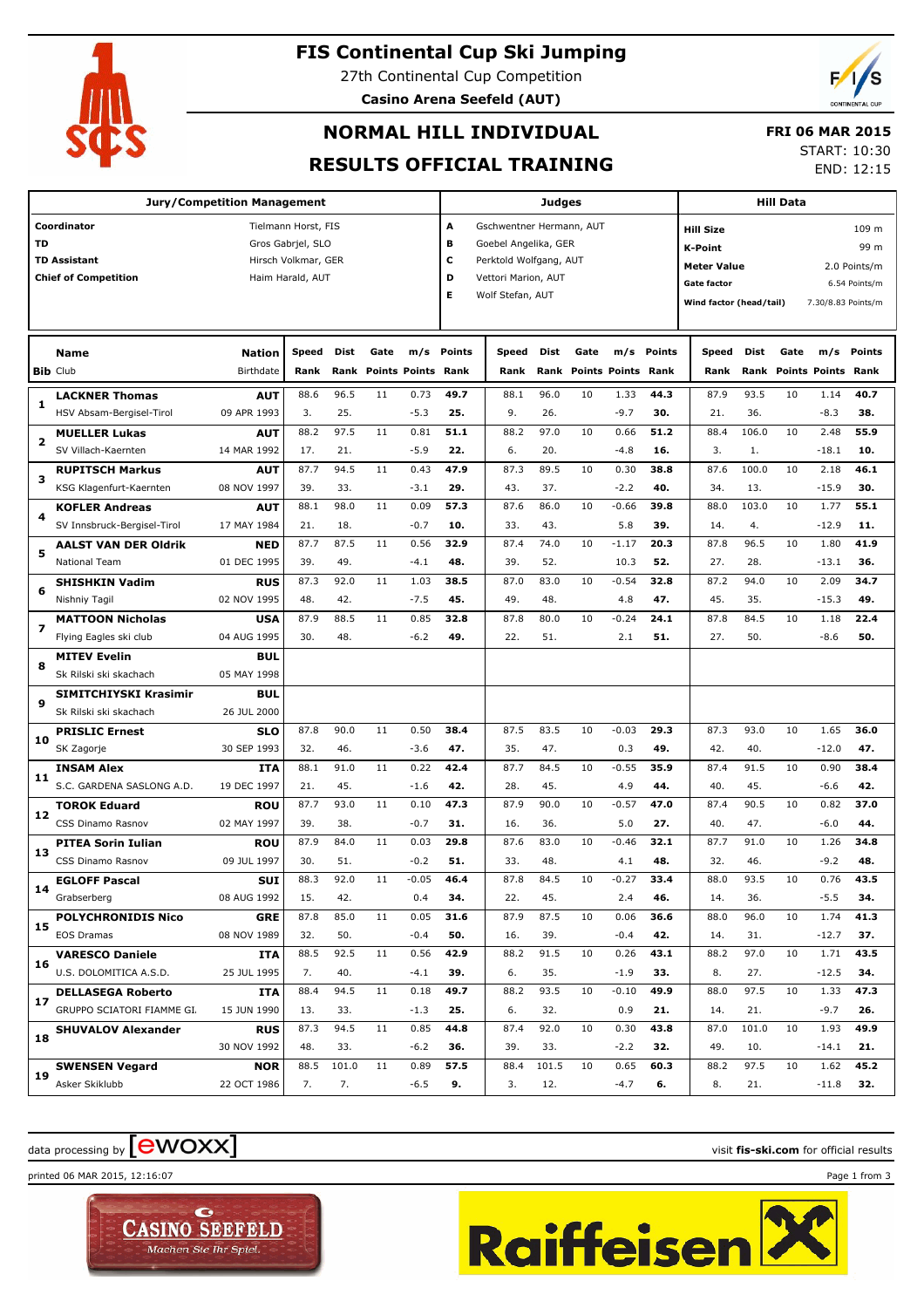# FIS Continental Cup Ski Jumping

27th Continental Cup Competition

**Casino Arena Seefeld (AUT)**

## NORMAL HILL INDIVIDUAL

## RESULTS OFFICIAL TRAINING

**FRI 06 MAR 2015**

START: 10:30

END: 12:15

| Jury/Competition Management | | Judges | | Hill Data | |
|---|---|---|---|---|---|
| **Coordinator** | Tielmann Horst, FIS | **A** | Gschwentner Hermann, AUT | **Hill Size** | 109 m |
| **TD** | Gros Gabrjel, SLO | **B** | Goebel Angelika, GER | **K-Point** | 99 m |
| **TD Assistant** | Hirsch Volkmar, GER | **C** | Perktold Wolfgang, AUT | **Meter Value** | 2.0 Points/m |
| **Chief of Competition** | Haim Harald, AUT | **D** | Vettori Marion, AUT | **Gate factor** | 6.54 Points/m |
| | | **E** | Wolf Stefan, AUT | **Wind factor (head/tail)** | 7.30/8.83 Points/m |

| Bib | Name / Club | Nation / Birthdate | Speed / Rank | Dist / Rank | Gate / Points | m/s / Points | Points / Rank | Speed / Rank | Dist / Rank | Gate / Points | m/s / Points | Points / Rank | Speed / Rank | Dist / Rank | Gate / Points | m/s / Points | Points / Rank |
|---|---|---|---|---|---|---|---|---|---|---|---|---|---|---|---|---|---|
| 1 | **LACKNER Thomas** | **AUT** | 88.6 | 96.5 | 11 | 0.73 | **49.7** | 88.1 | 96.0 | 10 | 1.33 | **44.3** | 87.9 | 93.5 | 10 | 1.14 | **40.7** |
| | HSV Absam-Bergisel-Tirol | 09 APR 1993 | 3. | 25. | | -5.3 | **25.** | 9. | 26. | | -9.7 | **30.** | 21. | 36. | | -8.3 | **38.** |
| 2 | **MUELLER Lukas** | **AUT** | 88.2 | 97.5 | 11 | 0.81 | **51.1** | 88.2 | 97.0 | 10 | 0.66 | **51.2** | 88.4 | 106.0 | 10 | 2.48 | **55.9** |
| | SV Villach-Kaernten | 14 MAR 1992 | 17. | 21. | | -5.9 | **22.** | 6. | 20. | | -4.8 | **16.** | 3. | 1. | | -18.1 | **10.** |
| 3 | **RUPITSCH Markus** | **AUT** | 87.7 | 94.5 | 11 | 0.43 | **47.9** | 87.3 | 89.5 | 10 | 0.30 | **38.8** | 87.6 | 100.0 | 10 | 2.18 | **46.1** |
| | KSG Klagenfurt-Kaernten | 08 NOV 1997 | 39. | 33. | | -3.1 | **29.** | 43. | 37. | | -2.2 | **40.** | 34. | 13. | | -15.9 | **30.** |
| 4 | **KOFLER Andreas** | **AUT** | 88.1 | 98.0 | 11 | 0.09 | **57.3** | 87.6 | 86.0 | 10 | -0.66 | **39.8** | 88.0 | 103.0 | 10 | 1.77 | **55.1** |
| | SV Innsbruck-Bergisel-Tirol | 17 MAY 1984 | 21. | 18. | | -0.7 | **10.** | 33. | 43. | | 5.8 | **39.** | 14. | 4. | | -12.9 | **11.** |
| 5 | **AALST VAN DER Oldrik** | **NED** | 87.7 | 87.5 | 11 | 0.56 | **32.9** | 87.4 | 74.0 | 10 | -1.17 | **20.3** | 87.8 | 96.5 | 10 | 1.80 | **41.9** |
| | National Team | 01 DEC 1995 | 39. | 49. | | -4.1 | **48.** | 39. | 52. | | 10.3 | **52.** | 27. | 28. | | -13.1 | **36.** |
| 6 | **SHISHKIN Vadim** | **RUS** | 87.3 | 92.0 | 11 | 1.03 | **38.5** | 87.0 | 83.0 | 10 | -0.54 | **32.8** | 87.2 | 94.0 | 10 | 2.09 | **34.7** |
| | Nishniy Tagil | 02 NOV 1995 | 48. | 42. | | -7.5 | **45.** | 49. | 48. | | 4.8 | **47.** | 45. | 35. | | -15.3 | **49.** |
| 7 | **MATTOON Nicholas** | **USA** | 87.9 | 88.5 | 11 | 0.85 | **32.8** | 87.8 | 80.0 | 10 | -0.24 | **24.1** | 87.8 | 84.5 | 10 | 1.18 | **22.4** |
| | Flying Eagles ski club | 04 AUG 1995 | 30. | 48. | | -6.2 | **49.** | 22. | 51. | | 2.1 | **51.** | 27. | 50. | | -8.6 | **50.** |
| 8 | **MITEV Evelin** | **BUL** | | | | | | | | | | | | | | | |
| | Sk Rilski ski skachach | 05 MAY 1998 | | | | | | | | | | | | | | | |
| 9 | **SIMITCHIYSKI Krasimir** | **BUL** | | | | | | | | | | | | | | | |
| | Sk Rilski ski skachach | 26 JUL 2000 | | | | | | | | | | | | | | | |
| 10 | **PRISLIC Ernest** | **SLO** | 87.8 | 90.0 | 11 | 0.50 | **38.4** | 87.5 | 83.5 | 10 | -0.03 | **29.3** | 87.3 | 93.0 | 10 | 1.65 | **36.0** |
| | SK Zagorje | 30 SEP 1993 | 32. | 46. | | -3.6 | **47.** | 35. | 47. | | 0.3 | **49.** | 42. | 40. | | -12.0 | **47.** |
| 11 | **INSAM Alex** | **ITA** | 88.1 | 91.0 | 11 | 0.22 | **42.4** | 87.7 | 84.5 | 10 | -0.55 | **35.9** | 87.4 | 91.5 | 10 | 0.90 | **38.4** |
| | S.C. GARDENA SASLONG A.D. | 19 DEC 1997 | 21. | 45. | | -1.6 | **42.** | 28. | 45. | | 4.9 | **44.** | 40. | 45. | | -6.6 | **42.** |
| 12 | **TOROK Eduard** | **ROU** | 87.7 | 93.0 | 11 | 0.10 | **47.3** | 87.9 | 90.0 | 10 | -0.57 | **47.0** | 87.4 | 90.5 | 10 | 0.82 | **37.0** |
| | CSS Dinamo Rasnov | 02 MAY 1997 | 39. | 38. | | -0.7 | **31.** | 16. | 36. | | 5.0 | **27.** | 40. | 47. | | -6.0 | **44.** |
| 13 | **PITEA Sorin Iulian** | **ROU** | 87.9 | 84.0 | 11 | 0.03 | **29.8** | 87.6 | 83.0 | 10 | -0.46 | **32.1** | 87.7 | 91.0 | 10 | 1.26 | **34.8** |
| | CSS Dinamo Rasnov | 09 JUL 1997 | 30. | 51. | | -0.2 | **51.** | 33. | 48. | | 4.1 | **48.** | 32. | 46. | | -9.2 | **48.** |
| 14 | **EGLOFF Pascal** | **SUI** | 88.3 | 92.0 | 11 | -0.05 | **46.4** | 87.8 | 84.5 | 10 | -0.27 | **33.4** | 88.0 | 93.5 | 10 | 0.76 | **43.5** |
| | Grabserberg | 08 AUG 1992 | 15. | 42. | | 0.4 | **34.** | 22. | 45. | | 2.4 | **46.** | 14. | 36. | | -5.5 | **34.** |
| 15 | **POLYCHRONIDIS Nico** | **GRE** | 87.8 | 85.0 | 11 | 0.05 | **31.6** | 87.9 | 87.5 | 10 | 0.06 | **36.6** | 88.0 | 96.0 | 10 | 1.74 | **41.3** |
| | EOS Dramas | 08 NOV 1989 | 32. | 50. | | -0.4 | **50.** | 16. | 39. | | -0.4 | **42.** | 14. | 31. | | -12.7 | **37.** |
| 16 | **VARESCO Daniele** | **ITA** | 88.5 | 92.5 | 11 | 0.56 | **42.9** | 88.2 | 91.5 | 10 | 0.26 | **43.1** | 88.2 | 97.0 | 10 | 1.71 | **43.5** |
| | U.S. DOLOMITICA A.S.D. | 25 JUL 1995 | 7. | 40. | | -4.1 | **39.** | 6. | 35. | | -1.9 | **33.** | 8. | 27. | | -12.5 | **34.** |
| 17 | **DELLASEGA Roberto** | **ITA** | 88.4 | 94.5 | 11 | 0.18 | **49.7** | 88.2 | 93.5 | 10 | -0.10 | **49.9** | 88.0 | 97.5 | 10 | 1.33 | **47.3** |
| | GRUPPO SCIATORI FIAMME GI. | 15 JUN 1990 | 13. | 33. | | -1.3 | **25.** | 6. | 32. | | 0.9 | **21.** | 14. | 21. | | -9.7 | **26.** |
| 18 | **SHUVALOV Alexander** | **RUS** | 87.3 | 94.5 | 11 | 0.85 | **44.8** | 87.4 | 92.0 | 10 | 0.30 | **43.8** | 87.0 | 101.0 | 10 | 1.93 | **49.9** |
| | | 30 NOV 1992 | 48. | 33. | | -6.2 | **36.** | 39. | 33. | | -2.2 | **32.** | 49. | 10. | | -14.1 | **21.** |
| 19 | **SWENSEN Vegard** | **NOR** | 88.5 | 101.0 | 11 | 0.89 | **57.5** | 88.4 | 101.5 | 10 | 0.65 | **60.3** | 88.2 | 97.5 | 10 | 1.62 | **45.2** |
| | Asker Skiklubb | 22 OCT 1986 | 7. | 7. | | -6.5 | **9.** | 3. | 12. | | -4.7 | **6.** | 8. | 21. | | -11.8 | **32.** |

data processing by ewoxx — visit **fis-ski.com** for official results

printed 06 MAR 2015, 12:16:07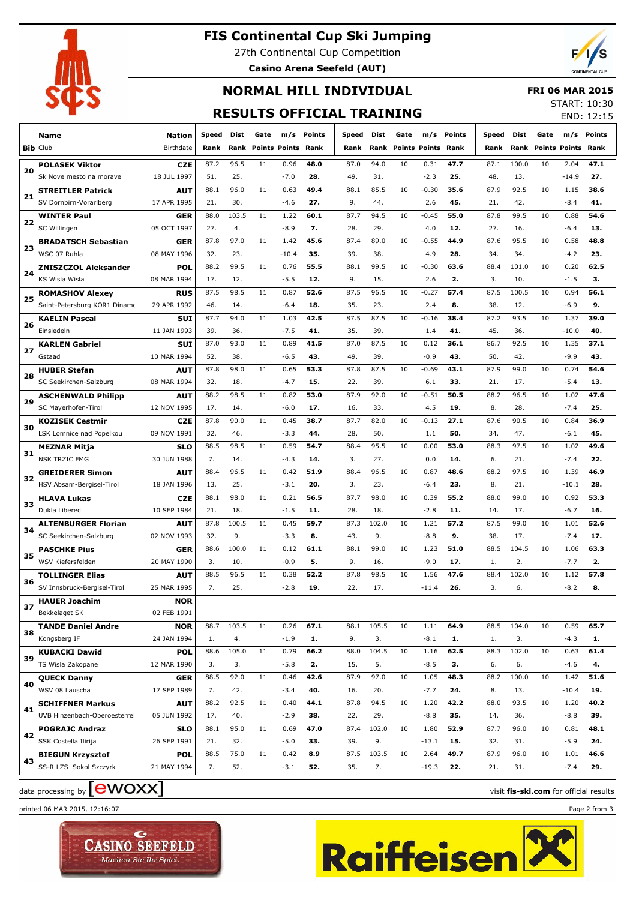# FIS Continental Cup Ski Jumping

27th Continental Cup Competition

**Casino Arena Seefeld (AUT)**

## NORMAL HILL INDIVIDUAL

## RESULTS OFFICIAL TRAINING

**FRI 06 MAR 2015**

START: 10:30

END: 12:15

| Bib | Name / Club | Nation / Birthdate | Speed / Rank | Dist / Rank | Gate / Points | m/s / Points | Points / Rank | Speed / Rank | Dist / Rank | Gate / Points | m/s / Points | Points / Rank | Speed / Rank | Dist / Rank | Gate / Points | m/s / Points | Points / Rank |
|---|---|---|---|---|---|---|---|---|---|---|---|---|---|---|---|---|---|
| 20 | **POLASEK Viktor** | **CZE** | 87.2 | 96.5 | 11 | 0.96 | **48.0** | 87.0 | 94.0 | 10 | 0.31 | **47.7** | 87.1 | 100.0 | 10 | 2.04 | **47.1** |
| | Sk Nove mesto na morave | 18 JUL 1997 | 51. | 25. | | -7.0 | **28.** | 49. | 31. | | -2.3 | **25.** | 48. | 13. | | -14.9 | **27.** |
| 21 | **STREITLER Patrick** | **AUT** | 88.1 | 96.0 | 11 | 0.63 | **49.4** | 88.1 | 85.5 | 10 | -0.30 | **35.6** | 87.9 | 92.5 | 10 | 1.15 | **38.6** |
| | SV Dornbirn-Vorarlberg | 17 APR 1995 | 21. | 30. | | -4.6 | **27.** | 9. | 44. | | 2.6 | **45.** | 21. | 42. | | -8.4 | **41.** |
| 22 | **WINTER Paul** | **GER** | 88.0 | 103.5 | 11 | 1.22 | **60.1** | 87.7 | 94.5 | 10 | -0.45 | **55.0** | 87.8 | 99.5 | 10 | 0.88 | **54.6** |
| | SC Willingen | 05 OCT 1997 | 27. | 4. | | -8.9 | **7.** | 28. | 29. | | 4.0 | **12.** | 27. | 16. | | -6.4 | **13.** |
| 23 | **BRADATSCH Sebastian** | **GER** | 87.8 | 97.0 | 11 | 1.42 | **45.6** | 87.4 | 89.0 | 10 | -0.55 | **44.9** | 87.6 | 95.5 | 10 | 0.58 | **48.8** |
| | WSC 07 Ruhla | 08 MAY 1996 | 32. | 23. | | -10.4 | **35.** | 39. | 38. | | 4.9 | **28.** | 34. | 34. | | -4.2 | **23.** |
| 24 | **ZNISZCZOL Aleksander** | **POL** | 88.2 | 99.5 | 11 | 0.76 | **55.5** | 88.1 | 99.5 | 10 | -0.30 | **63.6** | 88.4 | 101.0 | 10 | 0.20 | **62.5** |
| | KS Wisla Wisla | 08 MAR 1994 | 17. | 12. | | -5.5 | **12.** | 9. | 15. | | 2.6 | **2.** | 3. | 10. | | -1.5 | **3.** |
| 25 | **ROMASHOV Alexey** | **RUS** | 87.5 | 98.5 | 11 | 0.87 | **52.6** | 87.5 | 96.5 | 10 | -0.27 | **57.4** | 87.5 | 100.5 | 10 | 0.94 | **56.1** |
| | Saint-Petersburg KOR1 Dinamo | 29 APR 1992 | 46. | 14. | | -6.4 | **18.** | 35. | 23. | | 2.4 | **8.** | 38. | 12. | | -6.9 | **9.** |
| 26 | **KAELIN Pascal** | **SUI** | 87.7 | 94.0 | 11 | 1.03 | **42.5** | 87.5 | 87.5 | 10 | -0.16 | **38.4** | 87.2 | 93.5 | 10 | 1.37 | **39.0** |
| | Einsiedeln | 11 JAN 1993 | 39. | 36. | | -7.5 | **41.** | 35. | 39. | | 1.4 | **41.** | 45. | 36. | | -10.0 | **40.** |
| 27 | **KARLEN Gabriel** | **SUI** | 87.0 | 93.0 | 11 | 0.89 | **41.5** | 87.0 | 87.5 | 10 | 0.12 | **36.1** | 86.7 | 92.5 | 10 | 1.35 | **37.1** |
| | Gstaad | 10 MAR 1994 | 52. | 38. | | -6.5 | **43.** | 49. | 39. | | -0.9 | **43.** | 50. | 42. | | -9.9 | **43.** |
| 28 | **HUBER Stefan** | **AUT** | 87.8 | 98.0 | 11 | 0.65 | **53.3** | 87.8 | 87.5 | 10 | -0.69 | **43.1** | 87.9 | 99.0 | 10 | 0.74 | **54.6** |
| | SC Seekirchen-Salzburg | 08 MAR 1994 | 32. | 18. | | -4.7 | **15.** | 22. | 39. | | 6.1 | **33.** | 21. | 17. | | -5.4 | **13.** |
| 29 | **ASCHENWALD Philipp** | **AUT** | 88.2 | 98.5 | 11 | 0.82 | **53.0** | 87.9 | 92.0 | 10 | -0.51 | **50.5** | 88.2 | 96.5 | 10 | 1.02 | **47.6** |
| | SC Mayerhofen-Tirol | 12 NOV 1995 | 17. | 14. | | -6.0 | **17.** | 16. | 33. | | 4.5 | **19.** | 8. | 28. | | -7.4 | **25.** |
| 30 | **KOZISEK Cestmir** | **CZE** | 87.8 | 90.0 | 11 | 0.45 | **38.7** | 87.7 | 82.0 | 10 | -0.13 | **27.1** | 87.6 | 90.5 | 10 | 0.84 | **36.9** |
| | LSK Lomnice nad Popelkou | 09 NOV 1991 | 32. | 46. | | -3.3 | **44.** | 28. | 50. | | 1.1 | **50.** | 34. | 47. | | -6.1 | **45.** |
| 31 | **MEZNAR Mitja** | **SLO** | 88.5 | 98.5 | 11 | 0.59 | **54.7** | 88.4 | 95.5 | 10 | 0.00 | **53.0** | 88.3 | 97.5 | 10 | 1.02 | **49.6** |
| | NSK TRZIC FMG | 30 JUN 1988 | 7. | 14. | | -4.3 | **14.** | 3. | 27. | | 0.0 | **14.** | 6. | 21. | | -7.4 | **22.** |
| 32 | **GREIDERER Simon** | **AUT** | 88.4 | 96.5 | 11 | 0.42 | **51.9** | 88.4 | 96.5 | 10 | 0.87 | **48.6** | 88.2 | 97.5 | 10 | 1.39 | **46.9** |
| | HSV Absam-Bergisel-Tirol | 18 JAN 1996 | 13. | 25. | | -3.1 | **20.** | 3. | 23. | | -6.4 | **23.** | 8. | 21. | | -10.1 | **28.** |
| 33 | **HLAVA Lukas** | **CZE** | 88.1 | 98.0 | 11 | 0.21 | **56.5** | 87.7 | 98.0 | 10 | 0.39 | **55.2** | 88.0 | 99.0 | 10 | 0.92 | **53.3** |
| | Dukla Liberec | 10 SEP 1984 | 21. | 18. | | -1.5 | **11.** | 28. | 18. | | -2.8 | **11.** | 14. | 17. | | -6.7 | **16.** |
| 34 | **ALTENBURGER Florian** | **AUT** | 87.8 | 100.5 | 11 | 0.45 | **59.7** | 87.3 | 102.0 | 10 | 1.21 | **57.2** | 87.5 | 99.0 | 10 | 1.01 | **52.6** |
| | SC Seekirchen-Salzburg | 02 NOV 1993 | 32. | 9. | | -3.3 | **8.** | 43. | 9. | | -8.8 | **9.** | 38. | 17. | | -7.4 | **17.** |
| 35 | **PASCHKE Pius** | **GER** | 88.6 | 100.0 | 11 | 0.12 | **61.1** | 88.1 | 99.0 | 10 | 1.23 | **51.0** | 88.5 | 104.5 | 10 | 1.06 | **63.3** |
| | WSV Kiefersfelden | 20 MAY 1990 | 3. | 10. | | -0.9 | **5.** | 9. | 16. | | -9.0 | **17.** | 1. | 2. | | -7.7 | **2.** |
| 36 | **TOLLINGER Elias** | **AUT** | 88.5 | 96.5 | 11 | 0.38 | **52.2** | 87.8 | 98.5 | 10 | 1.56 | **47.6** | 88.4 | 102.0 | 10 | 1.12 | **57.8** |
| | SV Innsbruck-Bergisel-Tirol | 25 MAR 1995 | 7. | 25. | | -2.8 | **19.** | 22. | 17. | | -11.4 | **26.** | 3. | 6. | | -8.2 | **8.** |
| 37 | **HAUER Joachim** | **NOR** | | | | | | | | | | | | | | | |
| | Bekkelaget SK | 02 FEB 1991 | | | | | | | | | | | | | | | |
| 38 | **TANDE Daniel Andre** | **NOR** | 88.7 | 103.5 | 11 | 0.26 | **67.1** | 88.1 | 105.5 | 10 | 1.11 | **64.9** | 88.5 | 104.0 | 10 | 0.59 | **65.7** |
| | Kongsberg IF | 24 JAN 1994 | 1. | 4. | | -1.9 | **1.** | 9. | 3. | | -8.1 | **1.** | 1. | 3. | | -4.3 | **1.** |
| 39 | **KUBACKI Dawid** | **POL** | 88.6 | 105.0 | 11 | 0.79 | **66.2** | 88.0 | 104.5 | 10 | 1.16 | **62.5** | 88.3 | 102.0 | 10 | 0.63 | **61.4** |
| | TS Wisla Zakopane | 12 MAR 1990 | 3. | 3. | | -5.8 | **2.** | 15. | 5. | | -8.5 | **3.** | 6. | 6. | | -4.6 | **4.** |
| 40 | **QUECK Danny** | **GER** | 88.5 | 92.0 | 11 | 0.46 | **42.6** | 87.9 | 97.0 | 10 | 1.05 | **48.3** | 88.2 | 100.0 | 10 | 1.42 | **51.6** |
| | WSV 08 Lauscha | 17 SEP 1989 | 7. | 42. | | -3.4 | **40.** | 16. | 20. | | -7.7 | **24.** | 8. | 13. | | -10.4 | **19.** |
| 41 | **SCHIFFNER Markus** | **AUT** | 88.2 | 92.5 | 11 | 0.40 | **44.1** | 87.8 | 94.5 | 10 | 1.20 | **42.2** | 88.0 | 93.5 | 10 | 1.20 | **40.2** |
| | UVB Hinzenbach-Oberoesterrei | 05 JUN 1992 | 17. | 40. | | -2.9 | **38.** | 22. | 29. | | -8.8 | **35.** | 14. | 36. | | -8.8 | **39.** |
| 42 | **POGRAJC Andraz** | **SLO** | 88.1 | 95.0 | 11 | 0.69 | **47.0** | 87.4 | 102.0 | 10 | 1.80 | **52.9** | 87.7 | 96.0 | 10 | 0.81 | **48.1** |
| | SSK Costella Ilirija | 26 SEP 1991 | 21. | 32. | | -5.0 | **33.** | 39. | 9. | | -13.1 | **15.** | 32. | 31. | | -5.9 | **24.** |
| 43 | **BIEGUN Krzysztof** | **POL** | 88.5 | 75.0 | 11 | 0.42 | **8.9** | 87.5 | 103.5 | 10 | 2.64 | **49.7** | 87.9 | 96.0 | 10 | 1.01 | **46.6** |
| | SS-R LZS Sokol Szczyrk | 21 MAY 1994 | 7. | 52. | | -3.1 | **52.** | 35. | 7. | | -19.3 | **22.** | 21. | 31. | | -7.4 | **29.** |

data processing by ewoxx — visit **fis-ski.com** for official results

printed 06 MAR 2015, 12:16:07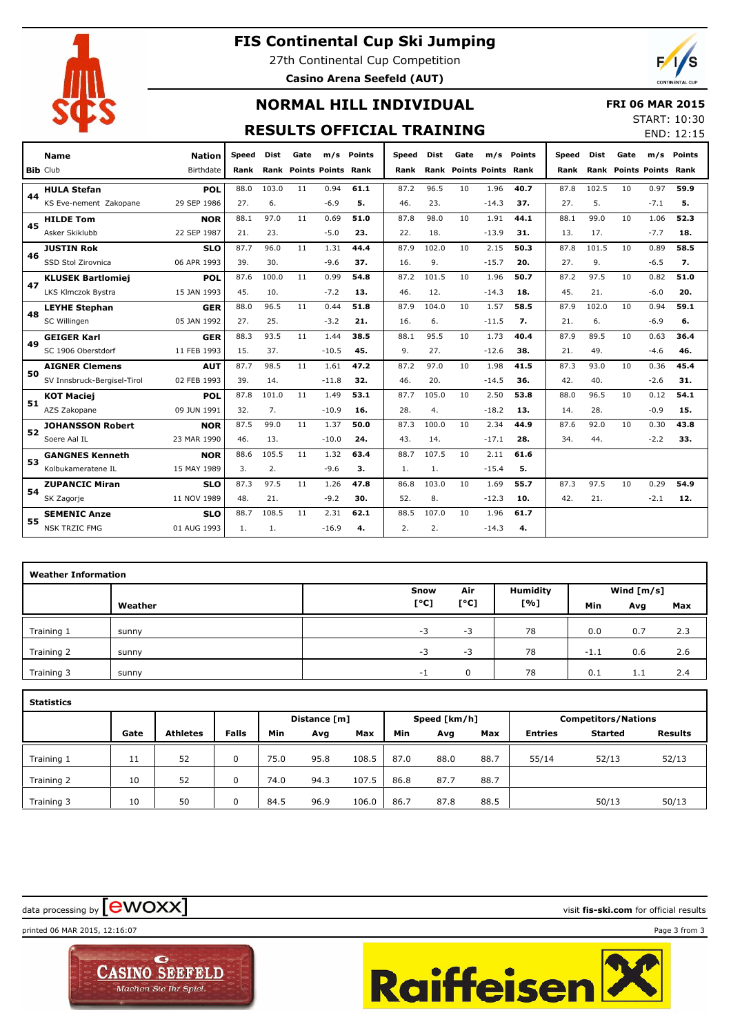# FIS Continental Cup Ski Jumping

27th Continental Cup Competition

**Casino Arena Seefeld (AUT)**

## NORMAL HILL INDIVIDUAL

## RESULTS OFFICIAL TRAINING

**FRI 06 MAR 2015**

START: 10:30

END: 12:15

| Bib | Name / Club | Nation / Birthdate | Speed / Rank | Dist / Rank | Gate / Points | m/s / Points | Points / Rank | Speed / Rank | Dist / Rank | Gate / Points | m/s / Points | Points / Rank | Speed / Rank | Dist / Rank | Gate / Points | m/s / Points | Points / Rank |
|---|---|---|---|---|---|---|---|---|---|---|---|---|---|---|---|---|---|
| 44 | **HULA Stefan** | **POL** | 88.0 | 103.0 | 11 | 0.94 | **61.1** | 87.2 | 96.5 | 10 | 1.96 | **40.7** | 87.8 | 102.5 | 10 | 0.97 | **59.9** |
| | KS Eve-nement Zakopane | 29 SEP 1986 | 27. | 6. | | -6.9 | **5.** | 46. | 23. | | -14.3 | **37.** | 27. | 5. | | -7.1 | **5.** |
| 45 | **HILDE Tom** | **NOR** | 88.1 | 97.0 | 11 | 0.69 | **51.0** | 87.8 | 98.0 | 10 | 1.91 | **44.1** | 88.1 | 99.0 | 10 | 1.06 | **52.3** |
| | Asker Skiklubb | 22 SEP 1987 | 21. | 23. | | -5.0 | **23.** | 22. | 18. | | -13.9 | **31.** | 13. | 17. | | -7.7 | **18.** |
| 46 | **JUSTIN Rok** | **SLO** | 87.7 | 96.0 | 11 | 1.31 | **44.4** | 87.9 | 102.0 | 10 | 2.15 | **50.3** | 87.8 | 101.5 | 10 | 0.89 | **58.5** |
| | SSD Stol Zirovnica | 06 APR 1993 | 39. | 30. | | -9.6 | **37.** | 16. | 9. | | -15.7 | **20.** | 27. | 9. | | -6.5 | **7.** |
| 47 | **KLUSEK Bartlomiej** | **POL** | 87.6 | 100.0 | 11 | 0.99 | **54.8** | 87.2 | 101.5 | 10 | 1.96 | **50.7** | 87.2 | 97.5 | 10 | 0.82 | **51.0** |
| | LKS Klmczok Bystra | 15 JAN 1993 | 45. | 10. | | -7.2 | **13.** | 46. | 12. | | -14.3 | **18.** | 45. | 21. | | -6.0 | **20.** |
| 48 | **LEYHE Stephan** | **GER** | 88.0 | 96.5 | 11 | 0.44 | **51.8** | 87.9 | 104.0 | 10 | 1.57 | **58.5** | 87.9 | 102.0 | 10 | 0.94 | **59.1** |
| | SC Willingen | 05 JAN 1992 | 27. | 25. | | -3.2 | **21.** | 16. | 6. | | -11.5 | **7.** | 21. | 6. | | -6.9 | **6.** |
| 49 | **GEIGER Karl** | **GER** | 88.3 | 93.5 | 11 | 1.44 | **38.5** | 88.1 | 95.5 | 10 | 1.73 | **40.4** | 87.9 | 89.5 | 10 | 0.63 | **36.4** |
| | SC 1906 Oberstdorf | 11 FEB 1993 | 15. | 37. | | -10.5 | **45.** | 9. | 27. | | -12.6 | **38.** | 21. | 49. | | -4.6 | **46.** |
| 50 | **AIGNER Clemens** | **AUT** | 87.7 | 98.5 | 11 | 1.61 | **47.2** | 87.2 | 97.0 | 10 | 1.98 | **41.5** | 87.3 | 93.0 | 10 | 0.36 | **45.4** |
| | SV Innsbruck-Bergisel-Tirol | 02 FEB 1993 | 39. | 14. | | -11.8 | **32.** | 46. | 20. | | -14.5 | **36.** | 42. | 40. | | -2.6 | **31.** |
| 51 | **KOT Maciej** | **POL** | 87.8 | 101.0 | 11 | 1.49 | **53.1** | 87.7 | 105.0 | 10 | 2.50 | **53.8** | 88.0 | 96.5 | 10 | 0.12 | **54.1** |
| | AZS Zakopane | 09 JUN 1991 | 32. | 7. | | -10.9 | **16.** | 28. | 4. | | -18.2 | **13.** | 14. | 28. | | -0.9 | **15.** |
| 52 | **JOHANSSON Robert** | **NOR** | 87.5 | 99.0 | 11 | 1.37 | **50.0** | 87.3 | 100.0 | 10 | 2.34 | **44.9** | 87.6 | 92.0 | 10 | 0.30 | **43.8** |
| | Soere Aal IL | 23 MAR 1990 | 46. | 13. | | -10.0 | **24.** | 43. | 14. | | -17.1 | **28.** | 34. | 44. | | -2.2 | **33.** |
| 53 | **GANGNES Kenneth** | **NOR** | 88.6 | 105.5 | 11 | 1.32 | **63.4** | 88.7 | 107.5 | 10 | 2.11 | **61.6** | | | | | |
| | Kolbukameratene IL | 15 MAY 1989 | 3. | 2. | | -9.6 | **3.** | 1. | 1. | | -15.4 | **5.** | | | | | |
| 54 | **ZUPANCIC Miran** | **SLO** | 87.3 | 97.5 | 11 | 1.26 | **47.8** | 86.8 | 103.0 | 10 | 1.69 | **55.7** | 87.3 | 97.5 | 10 | 0.29 | **54.9** |
| | SK Zagorje | 11 NOV 1989 | 48. | 21. | | -9.2 | **30.** | 52. | 8. | | -12.3 | **10.** | 42. | 21. | | -2.1 | **12.** |
| 55 | **SEMENIC Anze** | **SLO** | 88.7 | 108.5 | 11 | 2.31 | **62.1** | 88.5 | 107.0 | 10 | 1.96 | **61.7** | | | | | |
| | NSK TRZIC FMG | 01 AUG 1993 | 1. | 1. | | -16.9 | **4.** | 2. | 2. | | -14.3 | **4.** | | | | | |

### Weather Information

| | Weather | Snow [°C] | Air [°C] | Humidity [%] | Wind [m/s] Min | Avg | Max |
|---|---|---|---|---|---|---|---|
| Training 1 | sunny | -3 | -3 | 78 | 0.0 | 0.7 | 2.3 |
| Training 2 | sunny | -3 | -3 | 78 | -1.1 | 0.6 | 2.6 |
| Training 3 | sunny | -1 | 0 | 78 | 0.1 | 1.1 | 2.4 |

### Statistics

| | Gate | Athletes | Falls | Distance [m] Min | Avg | Max | Speed [km/h] Min | Avg | Max | Competitors/Nations Entries | Started | Results |
|---|---|---|---|---|---|---|---|---|---|---|---|---|
| Training 1 | 11 | 52 | 0 | 75.0 | 95.8 | 108.5 | 87.0 | 88.0 | 88.7 | 55/14 | 52/13 | 52/13 |
| Training 2 | 10 | 52 | 0 | 74.0 | 94.3 | 107.5 | 86.8 | 87.7 | 88.7 | | | |
| Training 3 | 10 | 50 | 0 | 84.5 | 96.9 | 106.0 | 86.7 | 87.8 | 88.5 | | 50/13 | 50/13 |

data processing by ewoxx

visit **fis-ski.com** for official results

printed 06 MAR 2015, 12:16:07